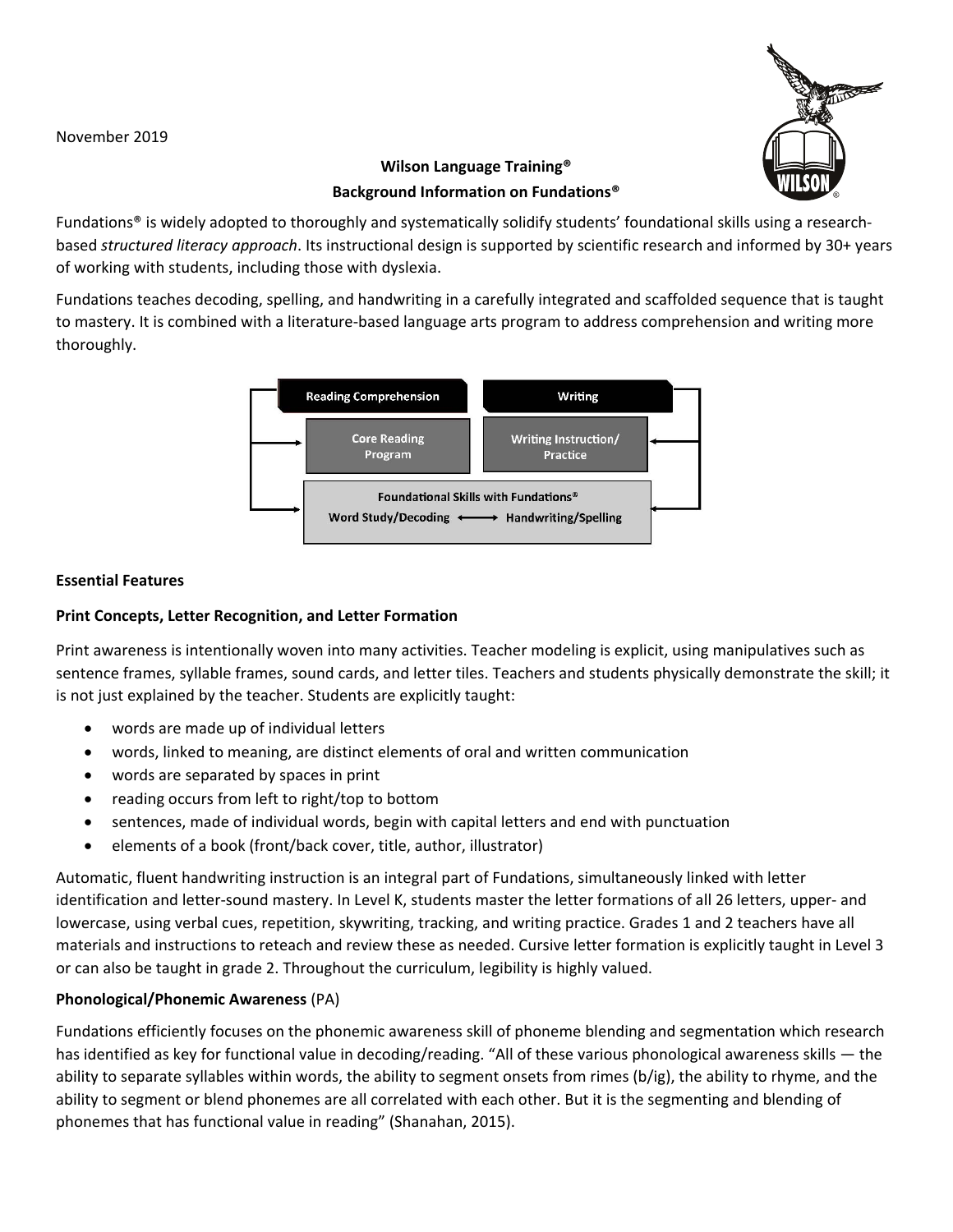November 2019

**Wilson Language Training®**
**Background Information on Fundations®**

Fundations® is widely adopted to thoroughly and systematically solidify students' foundational skills using a research-based *structured literacy approach*. Its instructional design is supported by scientific research and informed by 30+ years of working with students, including those with dyslexia.

Fundations teaches decoding, spelling, and handwriting in a carefully integrated and scaffolded sequence that is taught to mastery. It is combined with a literature-based language arts program to address comprehension and writing more thoroughly.

| Reading Comprehension | Writing |
| --- | --- |
| Core Reading Program | Writing Instruction/ Practice |
| Foundational Skills with Fundations®: Word Study/Decoding ⟷ Handwriting/Spelling | |

**Essential Features**

**Print Concepts, Letter Recognition, and Letter Formation**

Print awareness is intentionally woven into many activities. Teacher modeling is explicit, using manipulatives such as sentence frames, syllable frames, sound cards, and letter tiles. Teachers and students physically demonstrate the skill; it is not just explained by the teacher. Students are explicitly taught:

- words are made up of individual letters
- words, linked to meaning, are distinct elements of oral and written communication
- words are separated by spaces in print
- reading occurs from left to right/top to bottom
- sentences, made of individual words, begin with capital letters and end with punctuation
- elements of a book (front/back cover, title, author, illustrator)

Automatic, fluent handwriting instruction is an integral part of Fundations, simultaneously linked with letter identification and letter-sound mastery. In Level K, students master the letter formations of all 26 letters, upper- and lowercase, using verbal cues, repetition, skywriting, tracking, and writing practice. Grades 1 and 2 teachers have all materials and instructions to reteach and review these as needed. Cursive letter formation is explicitly taught in Level 3 or can also be taught in grade 2. Throughout the curriculum, legibility is highly valued.

**Phonological/Phonemic Awareness** (PA)

Fundations efficiently focuses on the phonemic awareness skill of phoneme blending and segmentation which research has identified as key for functional value in decoding/reading. "All of these various phonological awareness skills — the ability to separate syllables within words, the ability to segment onsets from rimes (b/ig), the ability to rhyme, and the ability to segment or blend phonemes are all correlated with each other. But it is the segmenting and blending of phonemes that has functional value in reading" (Shanahan, 2015).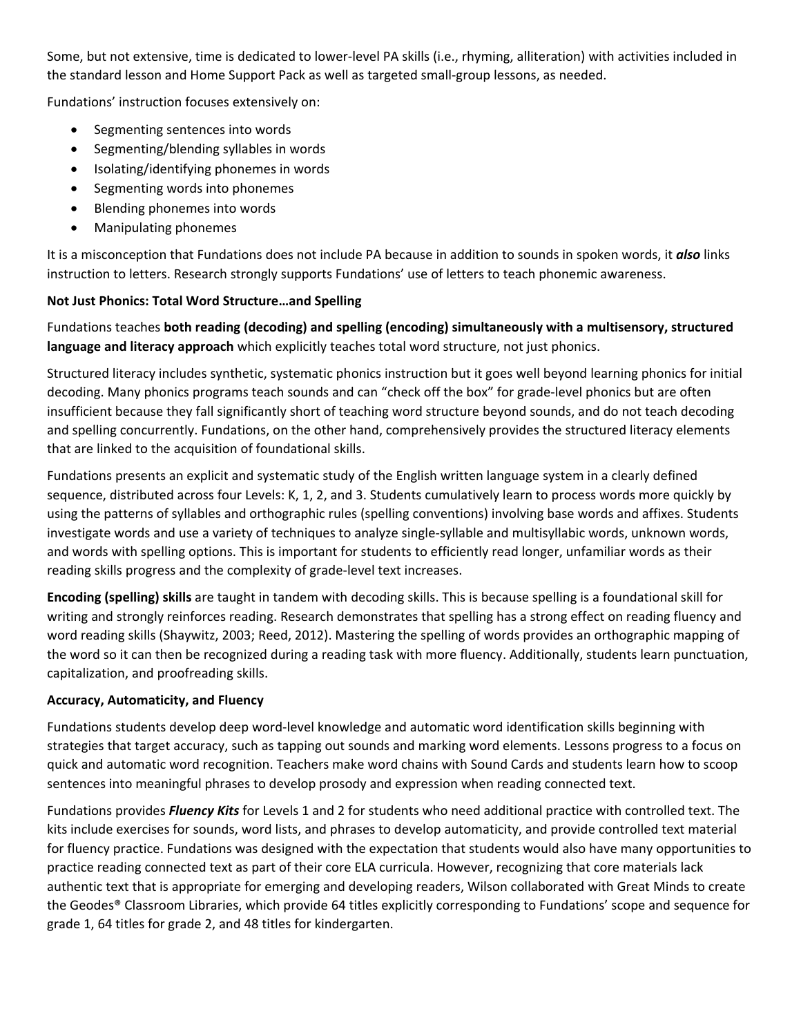Some, but not extensive, time is dedicated to lower-level PA skills (i.e., rhyming, alliteration) with activities included in the standard lesson and Home Support Pack as well as targeted small-group lessons, as needed.

Fundations' instruction focuses extensively on:

- Segmenting sentences into words
- Segmenting/blending syllables in words
- Isolating/identifying phonemes in words
- Segmenting words into phonemes
- Blending phonemes into words
- Manipulating phonemes

It is a misconception that Fundations does not include PA because in addition to sounds in spoken words, it ***also*** links instruction to letters. Research strongly supports Fundations' use of letters to teach phonemic awareness.

**Not Just Phonics: Total Word Structure…and Spelling**

Fundations teaches **both reading (decoding) and spelling (encoding) simultaneously with a multisensory, structured language and literacy approach** which explicitly teaches total word structure, not just phonics.

Structured literacy includes synthetic, systematic phonics instruction but it goes well beyond learning phonics for initial decoding. Many phonics programs teach sounds and can "check off the box" for grade-level phonics but are often insufficient because they fall significantly short of teaching word structure beyond sounds, and do not teach decoding and spelling concurrently. Fundations, on the other hand, comprehensively provides the structured literacy elements that are linked to the acquisition of foundational skills.

Fundations presents an explicit and systematic study of the English written language system in a clearly defined sequence, distributed across four Levels: K, 1, 2, and 3. Students cumulatively learn to process words more quickly by using the patterns of syllables and orthographic rules (spelling conventions) involving base words and affixes. Students investigate words and use a variety of techniques to analyze single-syllable and multisyllabic words, unknown words, and words with spelling options. This is important for students to efficiently read longer, unfamiliar words as their reading skills progress and the complexity of grade-level text increases.

**Encoding (spelling) skills** are taught in tandem with decoding skills. This is because spelling is a foundational skill for writing and strongly reinforces reading. Research demonstrates that spelling has a strong effect on reading fluency and word reading skills (Shaywitz, 2003; Reed, 2012). Mastering the spelling of words provides an orthographic mapping of the word so it can then be recognized during a reading task with more fluency. Additionally, students learn punctuation, capitalization, and proofreading skills.

**Accuracy, Automaticity, and Fluency**

Fundations students develop deep word-level knowledge and automatic word identification skills beginning with strategies that target accuracy, such as tapping out sounds and marking word elements. Lessons progress to a focus on quick and automatic word recognition. Teachers make word chains with Sound Cards and students learn how to scoop sentences into meaningful phrases to develop prosody and expression when reading connected text.

Fundations provides ***Fluency Kits*** for Levels 1 and 2 for students who need additional practice with controlled text. The kits include exercises for sounds, word lists, and phrases to develop automaticity, and provide controlled text material for fluency practice. Fundations was designed with the expectation that students would also have many opportunities to practice reading connected text as part of their core ELA curricula. However, recognizing that core materials lack authentic text that is appropriate for emerging and developing readers, Wilson collaborated with Great Minds to create the Geodes® Classroom Libraries, which provide 64 titles explicitly corresponding to Fundations' scope and sequence for grade 1, 64 titles for grade 2, and 48 titles for kindergarten.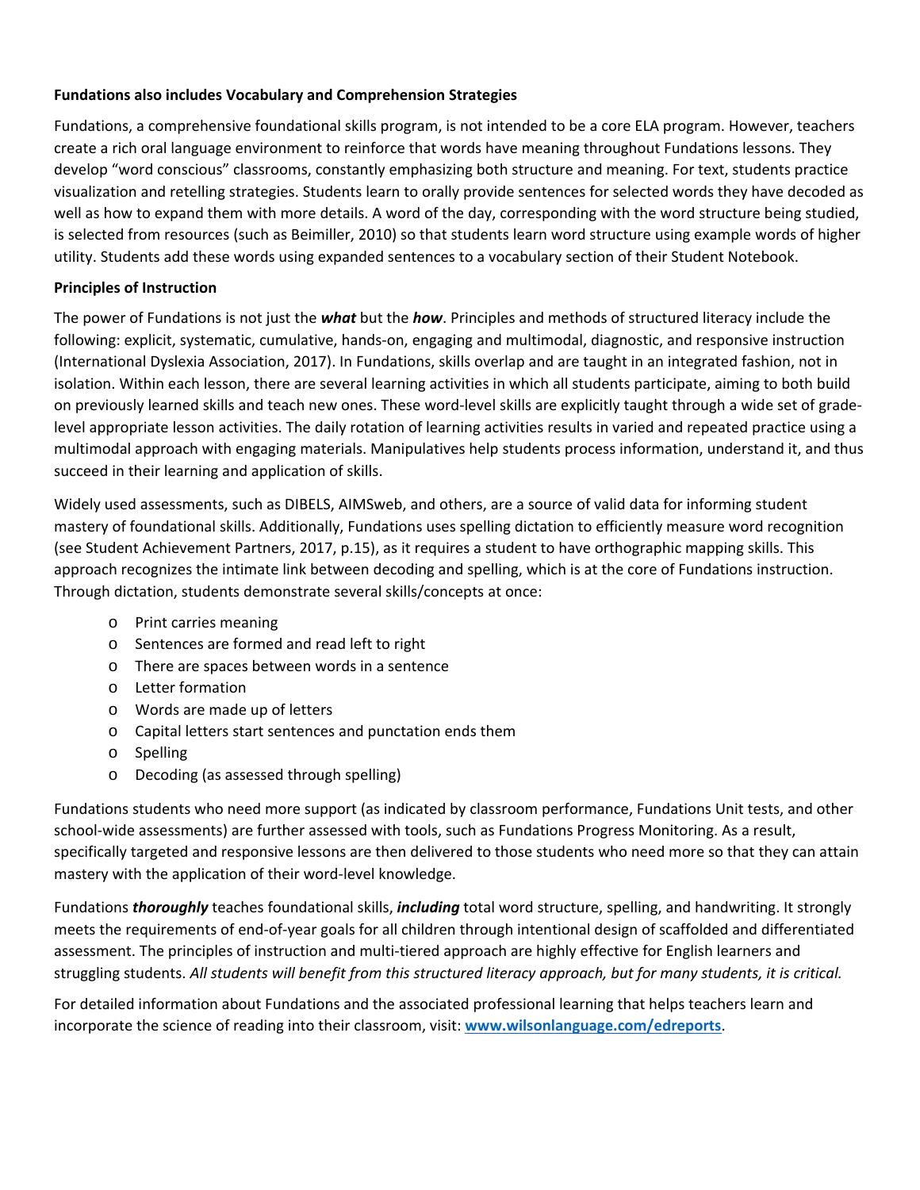**Fundations also includes Vocabulary and Comprehension Strategies**

Fundations, a comprehensive foundational skills program, is not intended to be a core ELA program. However, teachers create a rich oral language environment to reinforce that words have meaning throughout Fundations lessons. They develop "word conscious" classrooms, constantly emphasizing both structure and meaning. For text, students practice visualization and retelling strategies. Students learn to orally provide sentences for selected words they have decoded as well as how to expand them with more details. A word of the day, corresponding with the word structure being studied, is selected from resources (such as Beimiller, 2010) so that students learn word structure using example words of higher utility. Students add these words using expanded sentences to a vocabulary section of their Student Notebook.

**Principles of Instruction**

The power of Fundations is not just the ***what*** but the ***how***. Principles and methods of structured literacy include the following: explicit, systematic, cumulative, hands-on, engaging and multimodal, diagnostic, and responsive instruction (International Dyslexia Association, 2017). In Fundations, skills overlap and are taught in an integrated fashion, not in isolation. Within each lesson, there are several learning activities in which all students participate, aiming to both build on previously learned skills and teach new ones. These word-level skills are explicitly taught through a wide set of grade-level appropriate lesson activities. The daily rotation of learning activities results in varied and repeated practice using a multimodal approach with engaging materials. Manipulatives help students process information, understand it, and thus succeed in their learning and application of skills.

Widely used assessments, such as DIBELS, AIMSweb, and others, are a source of valid data for informing student mastery of foundational skills. Additionally, Fundations uses spelling dictation to efficiently measure word recognition (see Student Achievement Partners, 2017, p.15), as it requires a student to have orthographic mapping skills. This approach recognizes the intimate link between decoding and spelling, which is at the core of Fundations instruction. Through dictation, students demonstrate several skills/concepts at once:

- Print carries meaning
- Sentences are formed and read left to right
- There are spaces between words in a sentence
- Letter formation
- Words are made up of letters
- Capital letters start sentences and punctation ends them
- Spelling
- Decoding (as assessed through spelling)

Fundations students who need more support (as indicated by classroom performance, Fundations Unit tests, and other school-wide assessments) are further assessed with tools, such as Fundations Progress Monitoring. As a result, specifically targeted and responsive lessons are then delivered to those students who need more so that they can attain mastery with the application of their word-level knowledge.

Fundations ***thoroughly*** teaches foundational skills, ***including*** total word structure, spelling, and handwriting. It strongly meets the requirements of end-of-year goals for all children through intentional design of scaffolded and differentiated assessment. The principles of instruction and multi-tiered approach are highly effective for English learners and struggling students. *All students will benefit from this structured literacy approach, but for many students, it is critical.*

For detailed information about Fundations and the associated professional learning that helps teachers learn and incorporate the science of reading into their classroom, visit: **[www.wilsonlanguage.com/edreports](www.wilsonlanguage.com/edreports)**.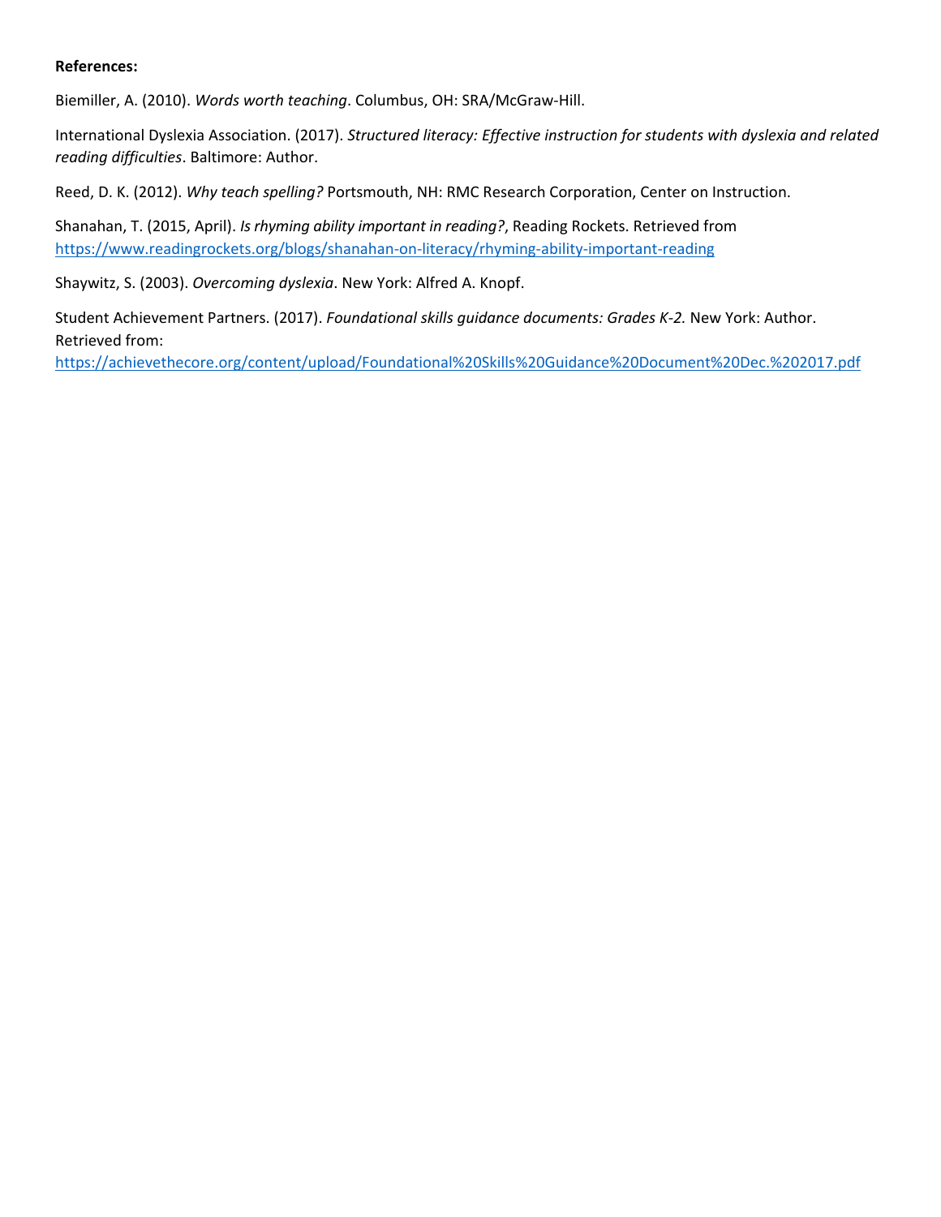**References:**

Biemiller, A. (2010). *Words worth teaching*. Columbus, OH: SRA/McGraw-Hill.

International Dyslexia Association. (2017). *Structured literacy: Effective instruction for students with dyslexia and related reading difficulties*. Baltimore: Author.

Reed, D. K. (2012). *Why teach spelling?* Portsmouth, NH: RMC Research Corporation, Center on Instruction.

Shanahan, T. (2015, April). *Is rhyming ability important in reading?*, Reading Rockets. Retrieved from https://www.readingrockets.org/blogs/shanahan-on-literacy/rhyming-ability-important-reading

Shaywitz, S. (2003). *Overcoming dyslexia*. New York: Alfred A. Knopf.

Student Achievement Partners. (2017). *Foundational skills guidance documents: Grades K-2.* New York: Author. Retrieved from: https://achievethecore.org/content/upload/Foundational%20Skills%20Guidance%20Document%20Dec.%202017.pdf